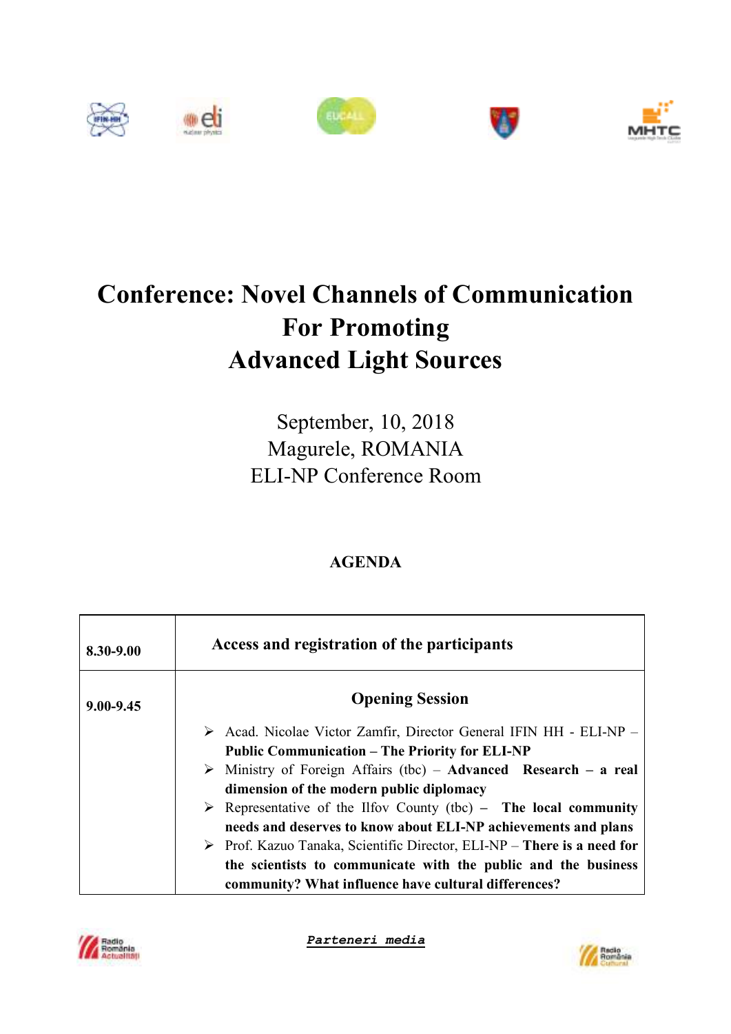# Conference: Novel Channels of Communication For Promoting Advanced Light Sources

September, 10, 2018
Magurele, ROMANIA
ELI-NP Conference Room

## AGENDA

| | |
|---|---|
| **8.30-9.00** | **Access and registration of the participants** |
| **9.00-9.45** | **Opening Session**<br>➢ Acad. Nicolae Victor Zamfir, Director General IFIN HH - ELI-NP – **Public Communication – The Priority for ELI-NP**<br>➢ Ministry of Foreign Affairs (tbc) – **Advanced Research – a real dimension of the modern public diplomacy**<br>➢ Representative of the Ilfov County (tbc) – **The local community needs and deserves to know about ELI-NP achievements and plans**<br>➢ Prof. Kazuo Tanaka, Scientific Director, ELI-NP – **There is a need for the scientists to communicate with the public and the business community? What influence have cultural differences?** |

***Parteneri media***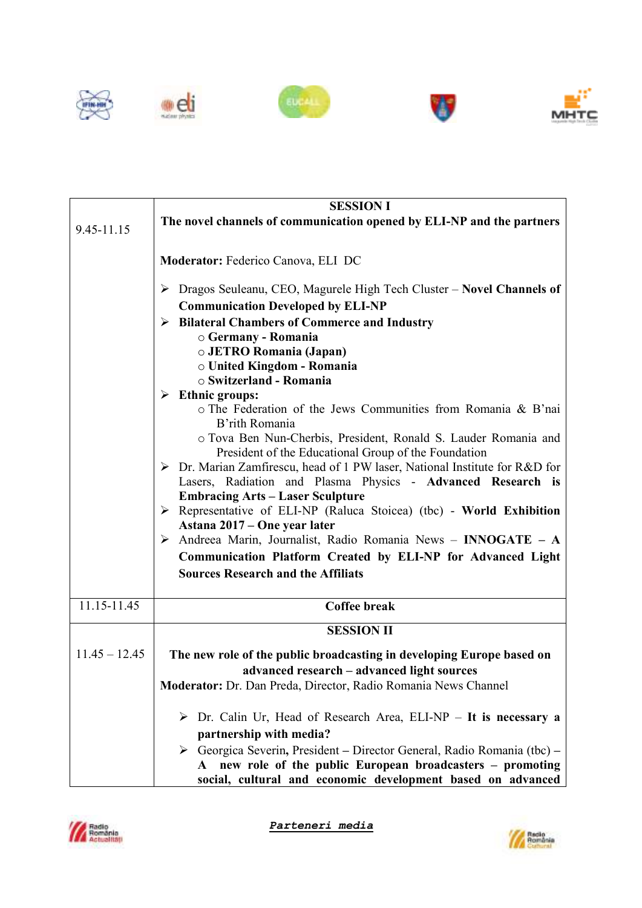| | |
|---|---|
| 9.45-11.15 | **SESSION I**<br>**The novel channels of communication opened by ELI-NP and the partners**<br><br>**Moderator:** Federico Canova, ELI DC<br><br>➢ Dragos Seuleanu, CEO, Magurele High Tech Cluster – **Novel Channels of Communication Developed by ELI-NP**<br>➢ **Bilateral Chambers of Commerce and Industry**<br>○ **Germany - Romania**<br>○ **JETRO Romania (Japan)**<br>○ **United Kingdom - Romania**<br>○ **Switzerland - Romania**<br>➢ **Ethnic groups:**<br>○ The Federation of the Jews Communities from Romania & B'nai B'rith Romania<br>○ Tova Ben Nun-Cherbis, President, Ronald S. Lauder Romania and President of the Educational Group of the Foundation<br>➢ Dr. Marian Zamfirescu, head of 1 PW laser, National Institute for R&D for Lasers, Radiation and Plasma Physics - **Advanced Research is Embracing Arts – Laser Sculpture**<br>➢ Representative of ELI-NP (Raluca Stoicea) (tbc) - **World Exhibition Astana 2017 – One year later**<br>➢ Andreea Marin, Journalist, Radio Romania News – **INNOGATE – A Communication Platform Created by ELI-NP for Advanced Light Sources Research and the Affiliats** |
| 11.15-11.45 | **Coffee break** |
| 11.45 – 12.45 | **SESSION II**<br><br>**The new role of the public broadcasting in developing Europe based on advanced research – advanced light sources**<br>**Moderator:** Dr. Dan Preda, Director, Radio Romania News Channel<br><br>➢ Dr. Calin Ur, Head of Research Area, ELI-NP – **It is necessary a partnership with media?**<br>➢ Georgica Severin**,** President – Director General, Radio Romania (tbc) – **A new role of the public European broadcasters – promoting social, cultural and economic development based on advanced** |

***Parteneri media***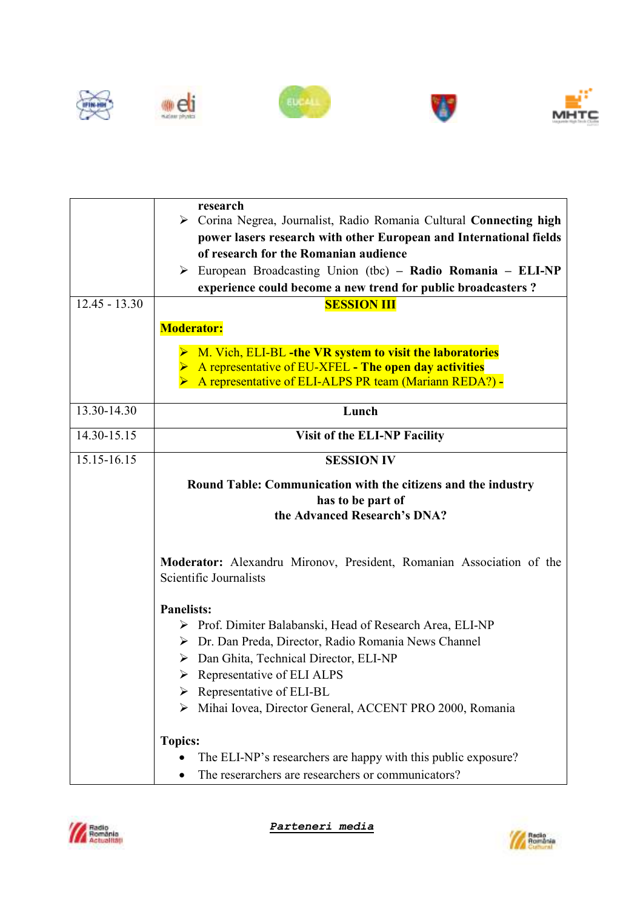| | |
|---|---|
| | **research**<br>➢ Corina Negrea, Journalist, Radio Romania Cultural **Connecting high power lasers research with other European and International fields of research for the Romanian audience**<br>➢ European Broadcasting Union (tbc) – **Radio Romania – ELI-NP experience could become a new trend for public broadcasters ?** |
| 12.45 - 13.30 | **SESSION III**<br><br>**Moderator:**<br><br>➢ M. Vich, ELI-BL **-the VR system to visit the laboratories**<br>➢ A representative of EU-XFEL **- The open day activities**<br>➢ A representative of ELI-ALPS PR team (Mariann REDA?) **-** |
| 13.30-14.30 | **Lunch** |
| 14.30-15.15 | **Visit of the ELI-NP Facility** |
| 15.15-16.15 | **SESSION IV**<br><br>**Round Table: Communication with the citizens and the industry has to be part of the Advanced Research's DNA?**<br><br>**Moderator:** Alexandru Mironov, President, Romanian Association of the Scientific Journalists<br><br>**Panelists:**<br>➢ Prof. Dimiter Balabanski, Head of Research Area, ELI-NP<br>➢ Dr. Dan Preda, Director, Radio Romania News Channel<br>➢ Dan Ghita, Technical Director, ELI-NP<br>➢ Representative of ELI ALPS<br>➢ Representative of ELI-BL<br>➢ Mihai Iovea, Director General, ACCENT PRO 2000, Romania<br><br>**Topics:**<br>• The ELI-NP's researchers are happy with this public exposure?<br>• The reserarchers are researchers or communicators? |

***Parteneri media***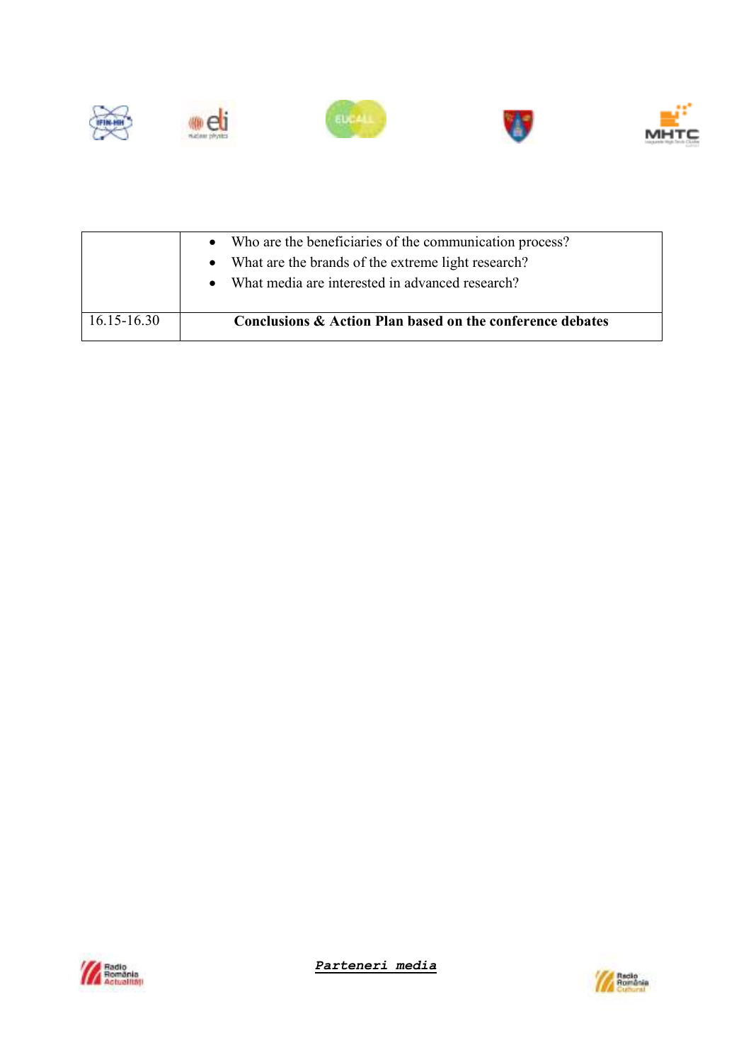| | |
|---|---|
| | • Who are the beneficiaries of the communication process?<br>• What are the brands of the extreme light research?<br>• What media are interested in advanced research? |
| 16.15-16.30 | **Conclusions & Action Plan based on the conference debates** |

***Parteneri media***